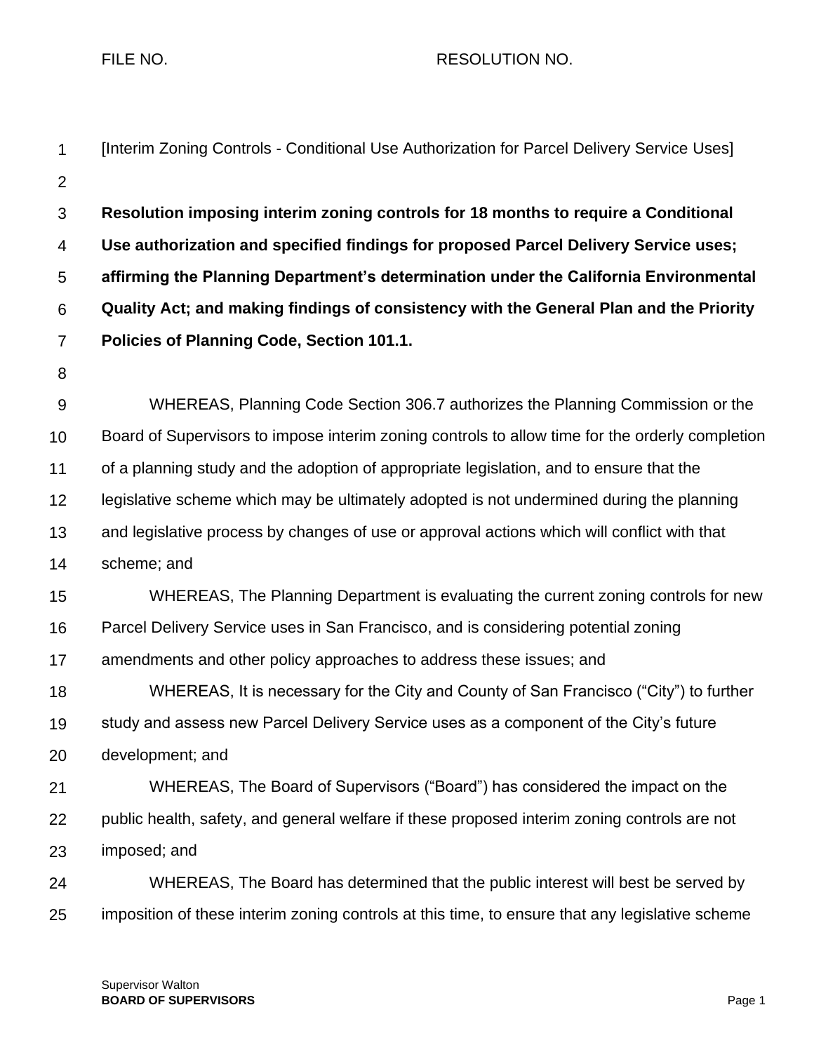FILE NO. RESOLUTION NO.

[Interim Zoning Controls - Conditional Use Authorization for Parcel Delivery Service Uses]

**Resolution imposing interim zoning controls for 18 months to require a Conditional Use authorization and specified findings for proposed Parcel Delivery Service uses; affirming the Planning Department's determination under the California Environmental Quality Act; and making findings of consistency with the General Plan and the Priority Policies of Planning Code, Section 101.1.**

WHEREAS, Planning Code Section 306.7 authorizes the Planning Commission or the Board of Supervisors to impose interim zoning controls to allow time for the orderly completion of a planning study and the adoption of appropriate legislation, and to ensure that the legislative scheme which may be ultimately adopted is not undermined during the planning and legislative process by changes of use or approval actions which will conflict with that scheme; and

WHEREAS, The Planning Department is evaluating the current zoning controls for new Parcel Delivery Service uses in San Francisco, and is considering potential zoning amendments and other policy approaches to address these issues; and

WHEREAS, It is necessary for the City and County of San Francisco ("City") to further study and assess new Parcel Delivery Service uses as a component of the City's future development; and

WHEREAS, The Board of Supervisors ("Board") has considered the impact on the public health, safety, and general welfare if these proposed interim zoning controls are not imposed; and

WHEREAS, The Board has determined that the public interest will best be served by imposition of these interim zoning controls at this time, to ensure that any legislative scheme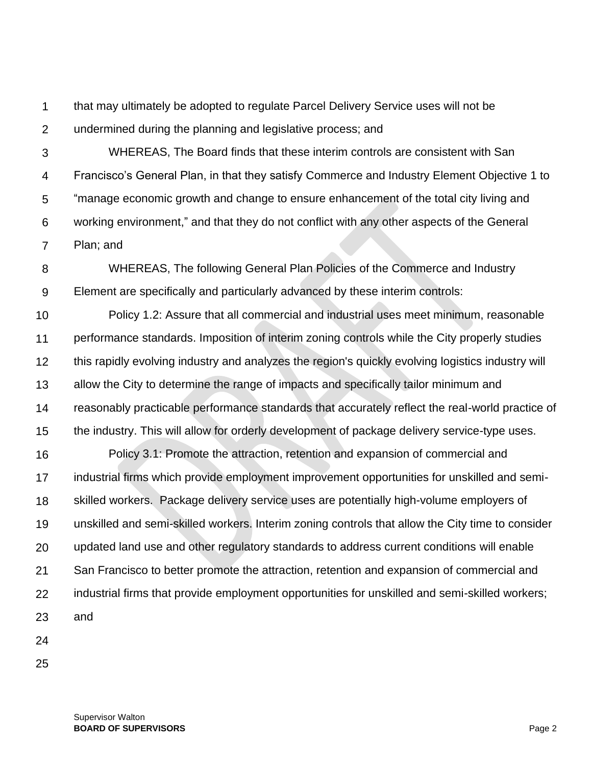that may ultimately be adopted to regulate Parcel Delivery Service uses will not be undermined during the planning and legislative process; and

WHEREAS, The Board finds that these interim controls are consistent with San Francisco's General Plan, in that they satisfy Commerce and Industry Element Objective 1 to "manage economic growth and change to ensure enhancement of the total city living and working environment," and that they do not conflict with any other aspects of the General Plan; and

WHEREAS, The following General Plan Policies of the Commerce and Industry Element are specifically and particularly advanced by these interim controls:

Policy 1.2: Assure that all commercial and industrial uses meet minimum, reasonable performance standards. Imposition of interim zoning controls while the City properly studies this rapidly evolving industry and analyzes the region's quickly evolving logistics industry will allow the City to determine the range of impacts and specifically tailor minimum and reasonably practicable performance standards that accurately reflect the real-world practice of the industry. This will allow for orderly development of package delivery service-type uses.

Policy 3.1: Promote the attraction, retention and expansion of commercial and industrial firms which provide employment improvement opportunities for unskilled and semi-skilled workers. Package delivery service uses are potentially high-volume employers of unskilled and semi-skilled workers. Interim zoning controls that allow the City time to consider updated land use and other regulatory standards to address current conditions will enable San Francisco to better promote the attraction, retention and expansion of commercial and industrial firms that provide employment opportunities for unskilled and semi-skilled workers; and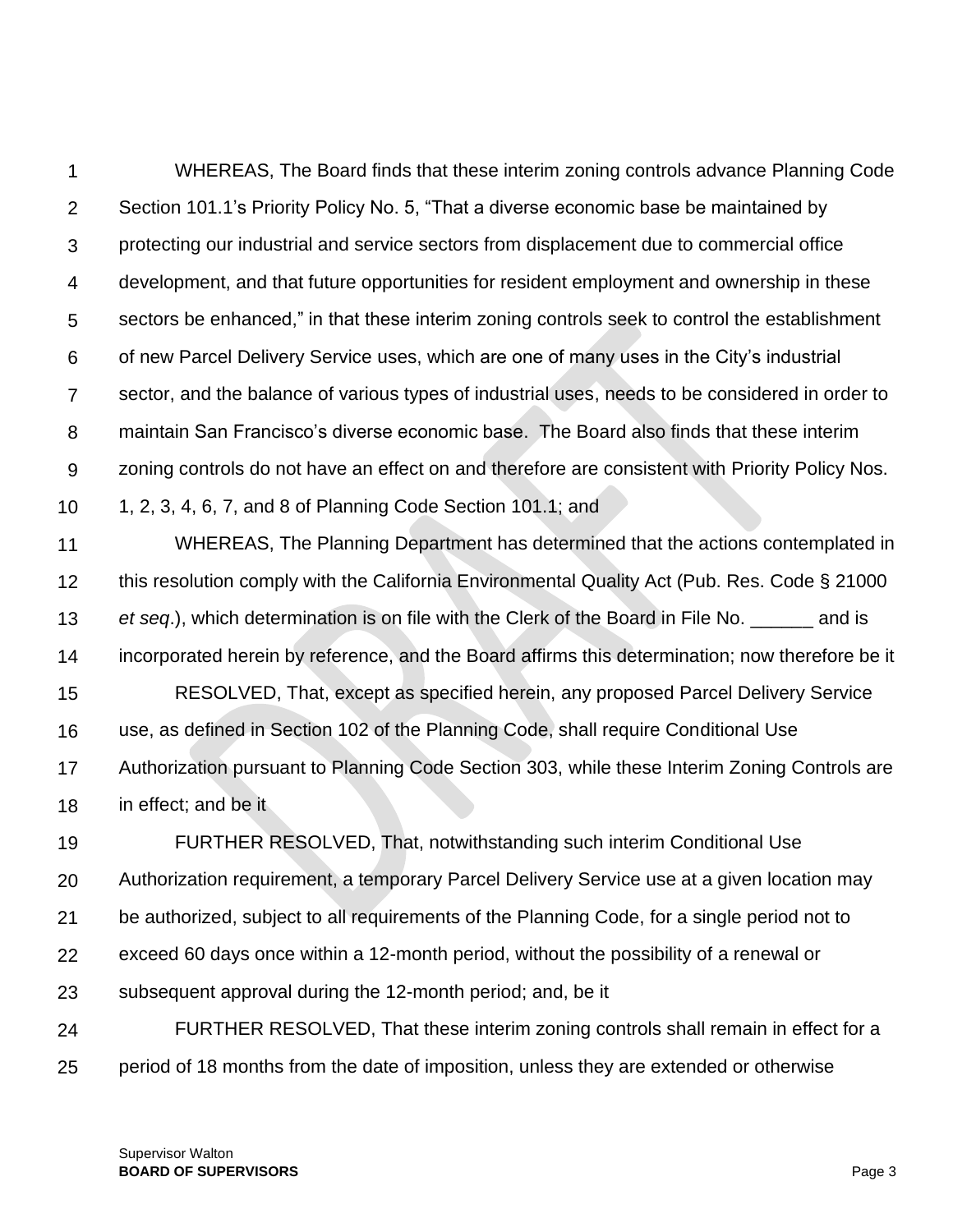WHEREAS, The Board finds that these interim zoning controls advance Planning Code Section 101.1's Priority Policy No. 5, "That a diverse economic base be maintained by protecting our industrial and service sectors from displacement due to commercial office development, and that future opportunities for resident employment and ownership in these sectors be enhanced," in that these interim zoning controls seek to control the establishment of new Parcel Delivery Service uses, which are one of many uses in the City's industrial sector, and the balance of various types of industrial uses, needs to be considered in order to maintain San Francisco's diverse economic base. The Board also finds that these interim zoning controls do not have an effect on and therefore are consistent with Priority Policy Nos. 1, 2, 3, 4, 6, 7, and 8 of Planning Code Section 101.1; and

WHEREAS, The Planning Department has determined that the actions contemplated in this resolution comply with the California Environmental Quality Act (Pub. Res. Code § 21000 *et seq*.), which determination is on file with the Clerk of the Board in File No. ______ and is incorporated herein by reference, and the Board affirms this determination; now therefore be it

RESOLVED, That, except as specified herein, any proposed Parcel Delivery Service use, as defined in Section 102 of the Planning Code, shall require Conditional Use Authorization pursuant to Planning Code Section 303, while these Interim Zoning Controls are in effect; and be it

FURTHER RESOLVED, That, notwithstanding such interim Conditional Use Authorization requirement, a temporary Parcel Delivery Service use at a given location may be authorized, subject to all requirements of the Planning Code, for a single period not to exceed 60 days once within a 12-month period, without the possibility of a renewal or subsequent approval during the 12-month period; and, be it

FURTHER RESOLVED, That these interim zoning controls shall remain in effect for a period of 18 months from the date of imposition, unless they are extended or otherwise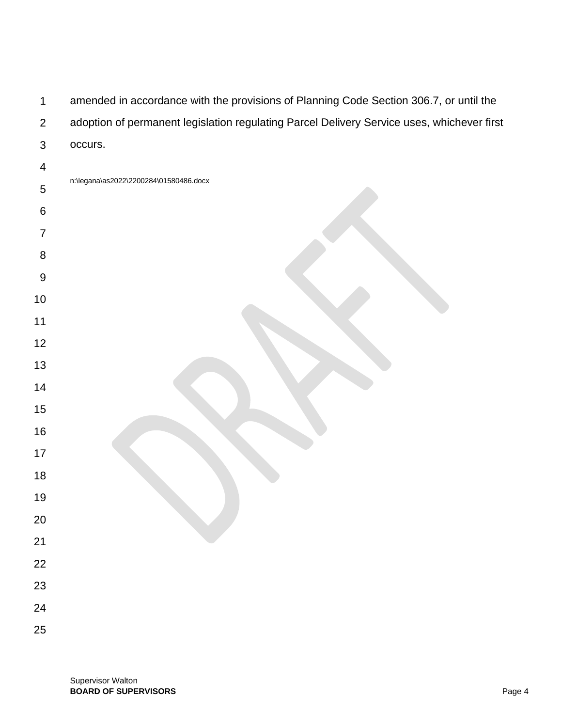amended in accordance with the provisions of Planning Code Section 306.7, or until the adoption of permanent legislation regulating Parcel Delivery Service uses, whichever first occurs.

n:\legana\as2022\2200284\01580486.docx